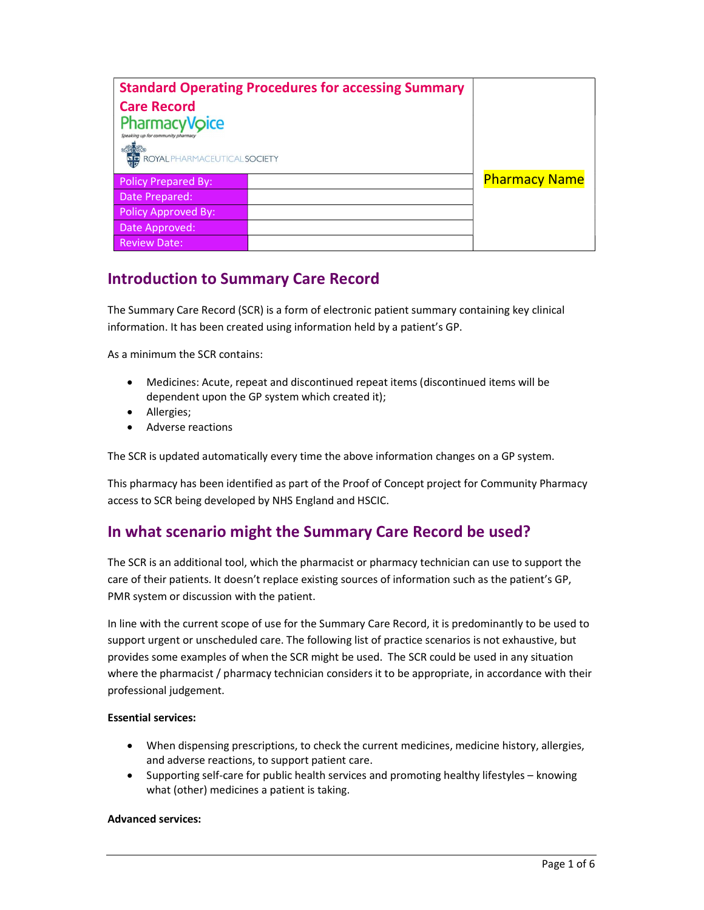| Standard Operating Procedures for accessing Summary Care Record<br>PharmacyVoice<br>Speaking up for community pharmacy<br>ROYAL PHARMACEUTICAL SOCIETY | | Pharmacy Name |
|---|---|---|
| Policy Prepared By: | | |
| Date Prepared: | | |
| Policy Approved By: | | |
| Date Approved: | | |
| Review Date: | | |

## Introduction to Summary Care Record

The Summary Care Record (SCR) is a form of electronic patient summary containing key clinical information. It has been created using information held by a patient's GP.

As a minimum the SCR contains:

- Medicines: Acute, repeat and discontinued repeat items (discontinued items will be dependent upon the GP system which created it);
- Allergies;
- Adverse reactions

The SCR is updated automatically every time the above information changes on a GP system.

This pharmacy has been identified as part of the Proof of Concept project for Community Pharmacy access to SCR being developed by NHS England and HSCIC.

## In what scenario might the Summary Care Record be used?

The SCR is an additional tool, which the pharmacist or pharmacy technician can use to support the care of their patients. It doesn't replace existing sources of information such as the patient's GP, PMR system or discussion with the patient.

In line with the current scope of use for the Summary Care Record, it is predominantly to be used to support urgent or unscheduled care. The following list of practice scenarios is not exhaustive, but provides some examples of when the SCR might be used. The SCR could be used in any situation where the pharmacist / pharmacy technician considers it to be appropriate, in accordance with their professional judgement.

**Essential services:**

- When dispensing prescriptions, to check the current medicines, medicine history, allergies, and adverse reactions, to support patient care.
- Supporting self-care for public health services and promoting healthy lifestyles – knowing what (other) medicines a patient is taking.

**Advanced services:**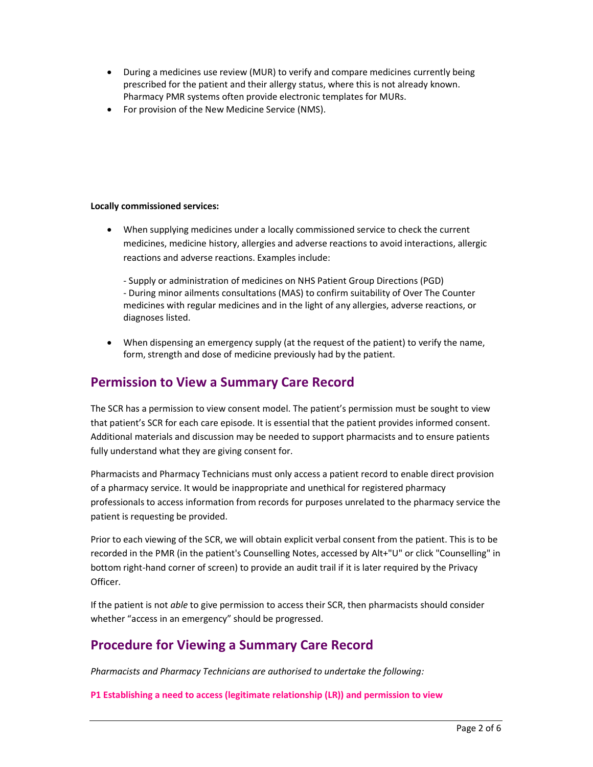- During a medicines use review (MUR) to verify and compare medicines currently being prescribed for the patient and their allergy status, where this is not already known. Pharmacy PMR systems often provide electronic templates for MURs.
- For provision of the New Medicine Service (NMS).

**Locally commissioned services:**

- When supplying medicines under a locally commissioned service to check the current medicines, medicine history, allergies and adverse reactions to avoid interactions, allergic reactions and adverse reactions. Examples include:

  - Supply or administration of medicines on NHS Patient Group Directions (PGD)
  - During minor ailments consultations (MAS) to confirm suitability of Over The Counter medicines with regular medicines and in the light of any allergies, adverse reactions, or diagnoses listed.

- When dispensing an emergency supply (at the request of the patient) to verify the name, form, strength and dose of medicine previously had by the patient.

## Permission to View a Summary Care Record

The SCR has a permission to view consent model. The patient's permission must be sought to view that patient's SCR for each care episode. It is essential that the patient provides informed consent. Additional materials and discussion may be needed to support pharmacists and to ensure patients fully understand what they are giving consent for.

Pharmacists and Pharmacy Technicians must only access a patient record to enable direct provision of a pharmacy service. It would be inappropriate and unethical for registered pharmacy professionals to access information from records for purposes unrelated to the pharmacy service the patient is requesting be provided.

Prior to each viewing of the SCR, we will obtain explicit verbal consent from the patient. This is to be recorded in the PMR (in the patient's Counselling Notes, accessed by Alt+"U" or click "Counselling" in bottom right-hand corner of screen) to provide an audit trail if it is later required by the Privacy Officer.

If the patient is not *able* to give permission to access their SCR, then pharmacists should consider whether "access in an emergency" should be progressed.

## Procedure for Viewing a Summary Care Record

*Pharmacists and Pharmacy Technicians are authorised to undertake the following:*

**P1 Establishing a need to access (legitimate relationship (LR)) and permission to view**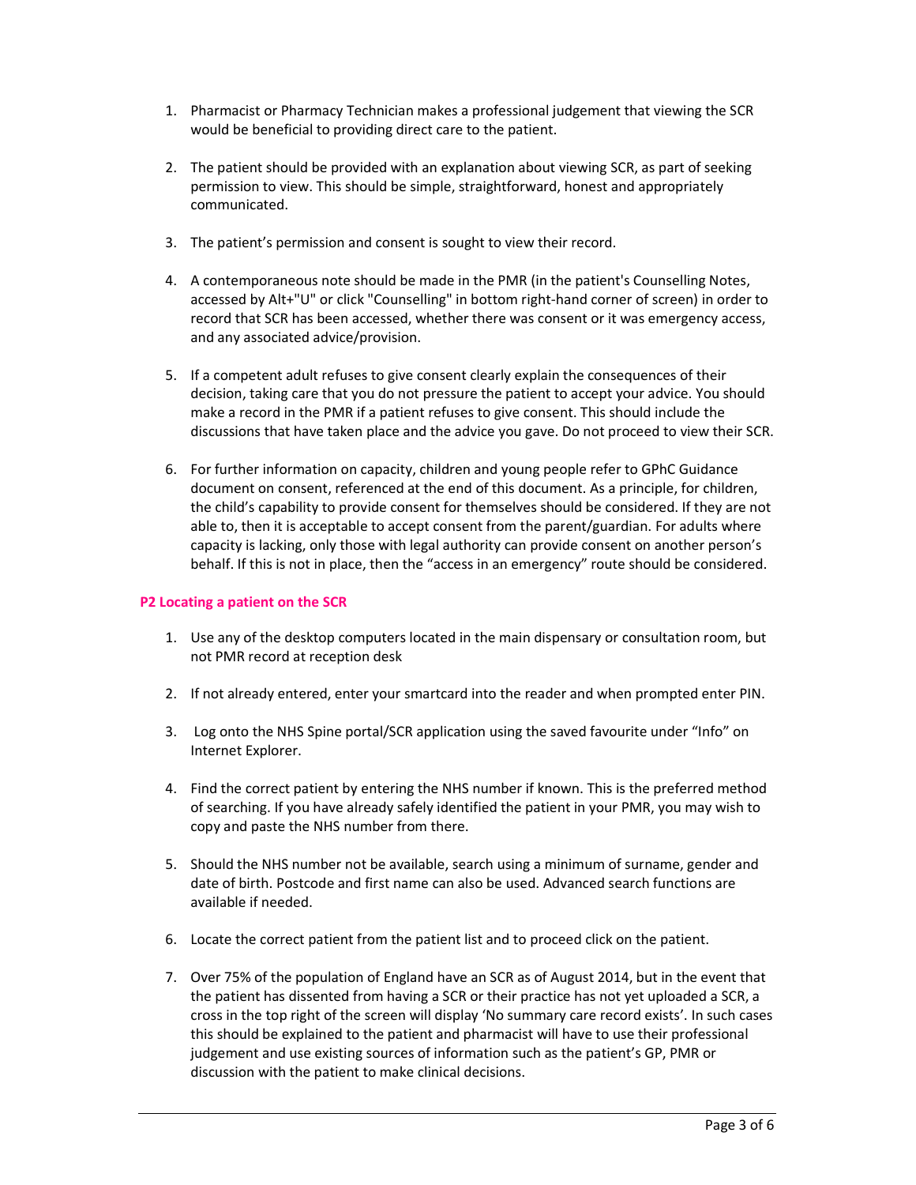1. Pharmacist or Pharmacy Technician makes a professional judgement that viewing the SCR would be beneficial to providing direct care to the patient.

2. The patient should be provided with an explanation about viewing SCR, as part of seeking permission to view. This should be simple, straightforward, honest and appropriately communicated.

3. The patient's permission and consent is sought to view their record.

4. A contemporaneous note should be made in the PMR (in the patient's Counselling Notes, accessed by Alt+"U" or click "Counselling" in bottom right-hand corner of screen) in order to record that SCR has been accessed, whether there was consent or it was emergency access, and any associated advice/provision.

5. If a competent adult refuses to give consent clearly explain the consequences of their decision, taking care that you do not pressure the patient to accept your advice. You should make a record in the PMR if a patient refuses to give consent. This should include the discussions that have taken place and the advice you gave. Do not proceed to view their SCR.

6. For further information on capacity, children and young people refer to GPhC Guidance document on consent, referenced at the end of this document. As a principle, for children, the child's capability to provide consent for themselves should be considered. If they are not able to, then it is acceptable to accept consent from the parent/guardian. For adults where capacity is lacking, only those with legal authority can provide consent on another person's behalf. If this is not in place, then the "access in an emergency" route should be considered.

#### P2 Locating a patient on the SCR

1. Use any of the desktop computers located in the main dispensary or consultation room, but not PMR record at reception desk

2. If not already entered, enter your smartcard into the reader and when prompted enter PIN.

3. Log onto the NHS Spine portal/SCR application using the saved favourite under "Info" on Internet Explorer.

4. Find the correct patient by entering the NHS number if known. This is the preferred method of searching. If you have already safely identified the patient in your PMR, you may wish to copy and paste the NHS number from there.

5. Should the NHS number not be available, search using a minimum of surname, gender and date of birth. Postcode and first name can also be used. Advanced search functions are available if needed.

6. Locate the correct patient from the patient list and to proceed click on the patient.

7. Over 75% of the population of England have an SCR as of August 2014, but in the event that the patient has dissented from having a SCR or their practice has not yet uploaded a SCR, a cross in the top right of the screen will display 'No summary care record exists'. In such cases this should be explained to the patient and pharmacist will have to use their professional judgement and use existing sources of information such as the patient's GP, PMR or discussion with the patient to make clinical decisions.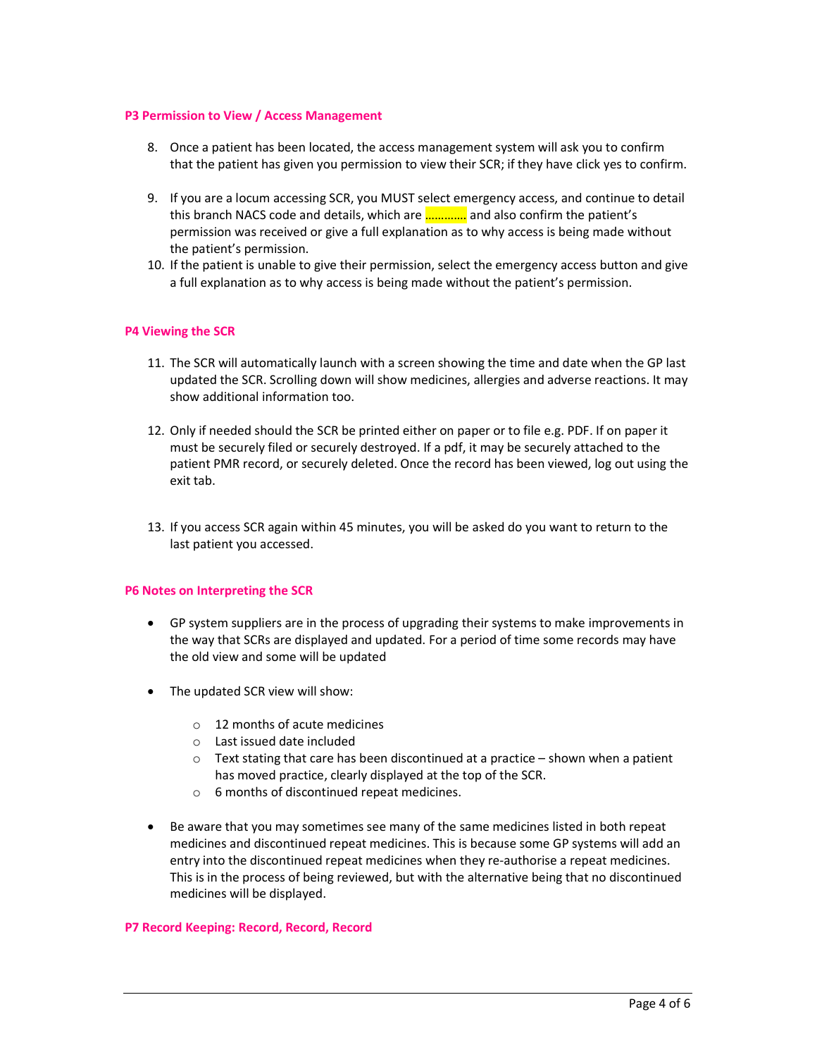### P3 Permission to View / Access Management

8. Once a patient has been located, the access management system will ask you to confirm that the patient has given you permission to view their SCR; if they have click yes to confirm.

9. If you are a locum accessing SCR, you MUST select emergency access, and continue to detail this branch NACS code and details, which are ............ and also confirm the patient's permission was received or give a full explanation as to why access is being made without the patient's permission.
10. If the patient is unable to give their permission, select the emergency access button and give a full explanation as to why access is being made without the patient's permission.

### P4 Viewing the SCR

11. The SCR will automatically launch with a screen showing the time and date when the GP last updated the SCR. Scrolling down will show medicines, allergies and adverse reactions. It may show additional information too.

12. Only if needed should the SCR be printed either on paper or to file e.g. PDF. If on paper it must be securely filed or securely destroyed. If a pdf, it may be securely attached to the patient PMR record, or securely deleted. Once the record has been viewed, log out using the exit tab.

13. If you access SCR again within 45 minutes, you will be asked do you want to return to the last patient you accessed.

### P6 Notes on Interpreting the SCR

- GP system suppliers are in the process of upgrading their systems to make improvements in the way that SCRs are displayed and updated. For a period of time some records may have the old view and some will be updated

- The updated SCR view will show:

    - 12 months of acute medicines
    - Last issued date included
    - Text stating that care has been discontinued at a practice – shown when a patient has moved practice, clearly displayed at the top of the SCR.
    - 6 months of discontinued repeat medicines.

- Be aware that you may sometimes see many of the same medicines listed in both repeat medicines and discontinued repeat medicines. This is because some GP systems will add an entry into the discontinued repeat medicines when they re-authorise a repeat medicines. This is in the process of being reviewed, but with the alternative being that no discontinued medicines will be displayed.

### P7 Record Keeping: Record, Record, Record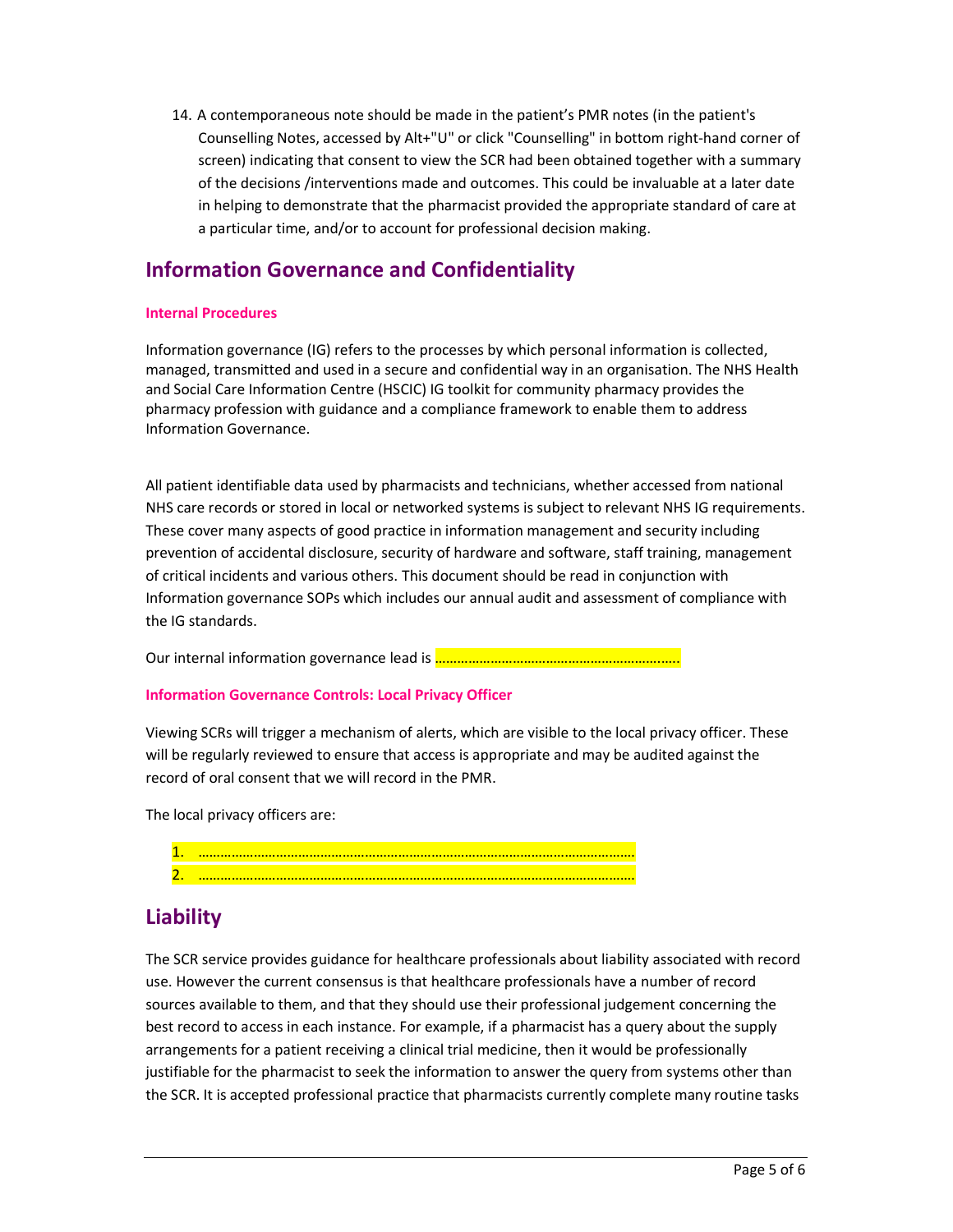14. A contemporaneous note should be made in the patient's PMR notes (in the patient's Counselling Notes, accessed by Alt+"U" or click "Counselling" in bottom right-hand corner of screen) indicating that consent to view the SCR had been obtained together with a summary of the decisions /interventions made and outcomes. This could be invaluable at a later date in helping to demonstrate that the pharmacist provided the appropriate standard of care at a particular time, and/or to account for professional decision making.

## Information Governance and Confidentiality

#### Internal Procedures

Information governance (IG) refers to the processes by which personal information is collected, managed, transmitted and used in a secure and confidential way in an organisation. The NHS Health and Social Care Information Centre (HSCIC) IG toolkit for community pharmacy provides the pharmacy profession with guidance and a compliance framework to enable them to address Information Governance.

All patient identifiable data used by pharmacists and technicians, whether accessed from national NHS care records or stored in local or networked systems is subject to relevant NHS IG requirements. These cover many aspects of good practice in information management and security including prevention of accidental disclosure, security of hardware and software, staff training, management of critical incidents and various others. This document should be read in conjunction with Information governance SOPs which includes our annual audit and assessment of compliance with the IG standards.

Our internal information governance lead is ………………………………………………………..

#### Information Governance Controls: Local Privacy Officer

Viewing SCRs will trigger a mechanism of alerts, which are visible to the local privacy officer. These will be regularly reviewed to ensure that access is appropriate and may be audited against the record of oral consent that we will record in the PMR.

The local privacy officers are:

1. ………………………………………………………………………………………………………
2. ………………………………………………………………………………………………………

## Liability

The SCR service provides guidance for healthcare professionals about liability associated with record use. However the current consensus is that healthcare professionals have a number of record sources available to them, and that they should use their professional judgement concerning the best record to access in each instance. For example, if a pharmacist has a query about the supply arrangements for a patient receiving a clinical trial medicine, then it would be professionally justifiable for the pharmacist to seek the information to answer the query from systems other than the SCR. It is accepted professional practice that pharmacists currently complete many routine tasks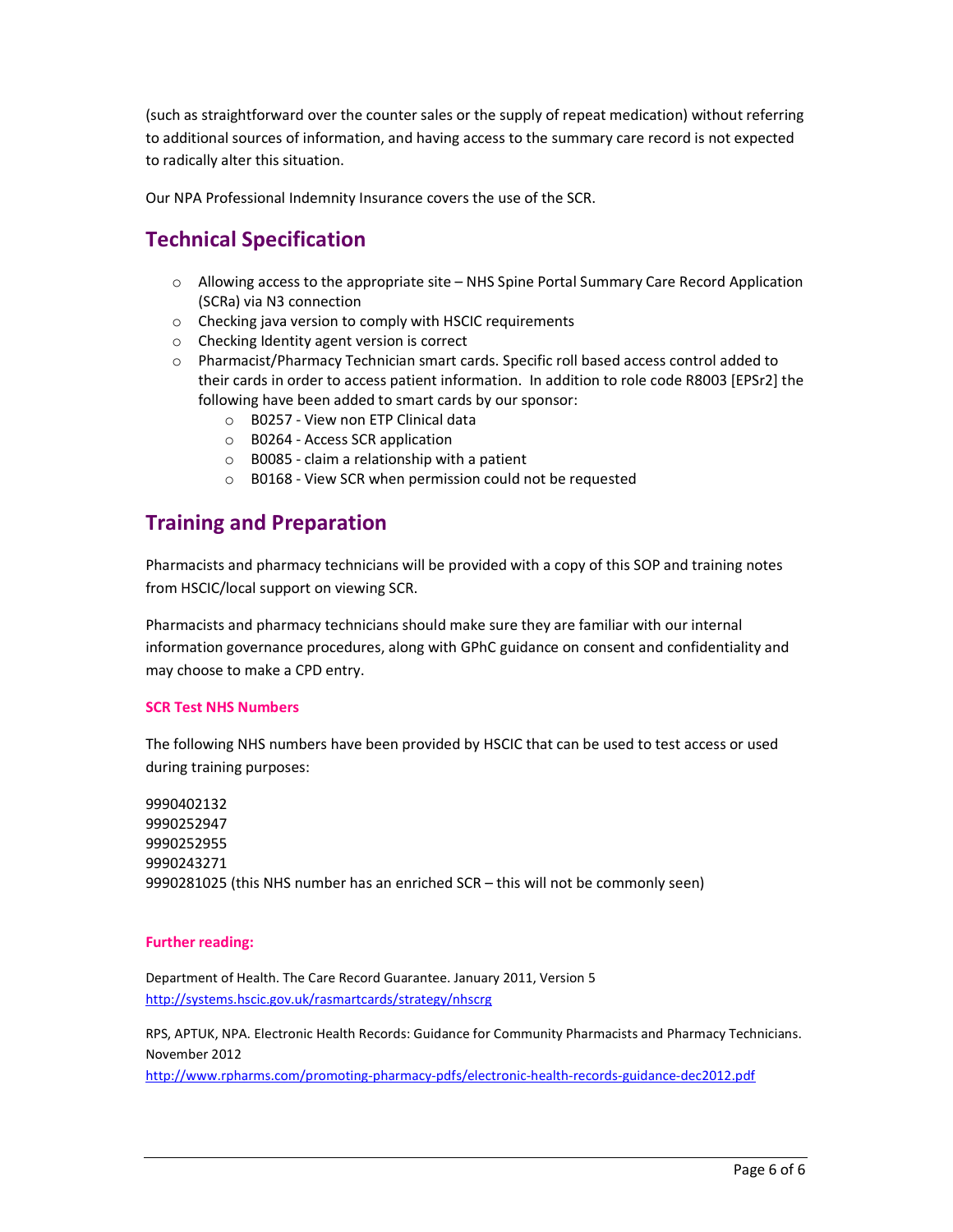(such as straightforward over the counter sales or the supply of repeat medication) without referring to additional sources of information, and having access to the summary care record is not expected to radically alter this situation.

Our NPA Professional Indemnity Insurance covers the use of the SCR.

## Technical Specification

- Allowing access to the appropriate site – NHS Spine Portal Summary Care Record Application (SCRa) via N3 connection
- Checking java version to comply with HSCIC requirements
- Checking Identity agent version is correct
- Pharmacist/Pharmacy Technician smart cards. Specific roll based access control added to their cards in order to access patient information. In addition to role code R8003 [EPSr2] the following have been added to smart cards by our sponsor:
  - B0257 - View non ETP Clinical data
  - B0264 - Access SCR application
  - B0085 - claim a relationship with a patient
  - B0168 - View SCR when permission could not be requested

## Training and Preparation

Pharmacists and pharmacy technicians will be provided with a copy of this SOP and training notes from HSCIC/local support on viewing SCR.

Pharmacists and pharmacy technicians should make sure they are familiar with our internal information governance procedures, along with GPhC guidance on consent and confidentiality and may choose to make a CPD entry.

#### SCR Test NHS Numbers

The following NHS numbers have been provided by HSCIC that can be used to test access or used during training purposes:

9990402132
9990252947
9990252955
9990243271
9990281025 (this NHS number has an enriched SCR – this will not be commonly seen)

#### Further reading:

Department of Health. The Care Record Guarantee. January 2011, Version 5
http://systems.hscic.gov.uk/rasmartcards/strategy/nhscrg

RPS, APTUK, NPA. Electronic Health Records: Guidance for Community Pharmacists and Pharmacy Technicians. November 2012
http://www.rpharms.com/promoting-pharmacy-pdfs/electronic-health-records-guidance-dec2012.pdf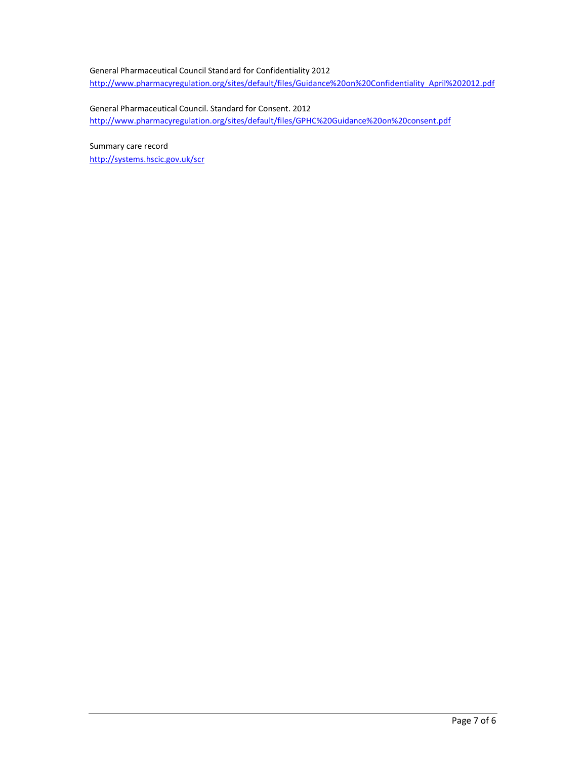General Pharmaceutical Council Standard for Confidentiality 2012
http://www.pharmacyregulation.org/sites/default/files/Guidance%20on%20Confidentiality_April%202012.pdf

General Pharmaceutical Council. Standard for Consent. 2012
http://www.pharmacyregulation.org/sites/default/files/GPHC%20Guidance%20on%20consent.pdf

Summary care record
http://systems.hscic.gov.uk/scr